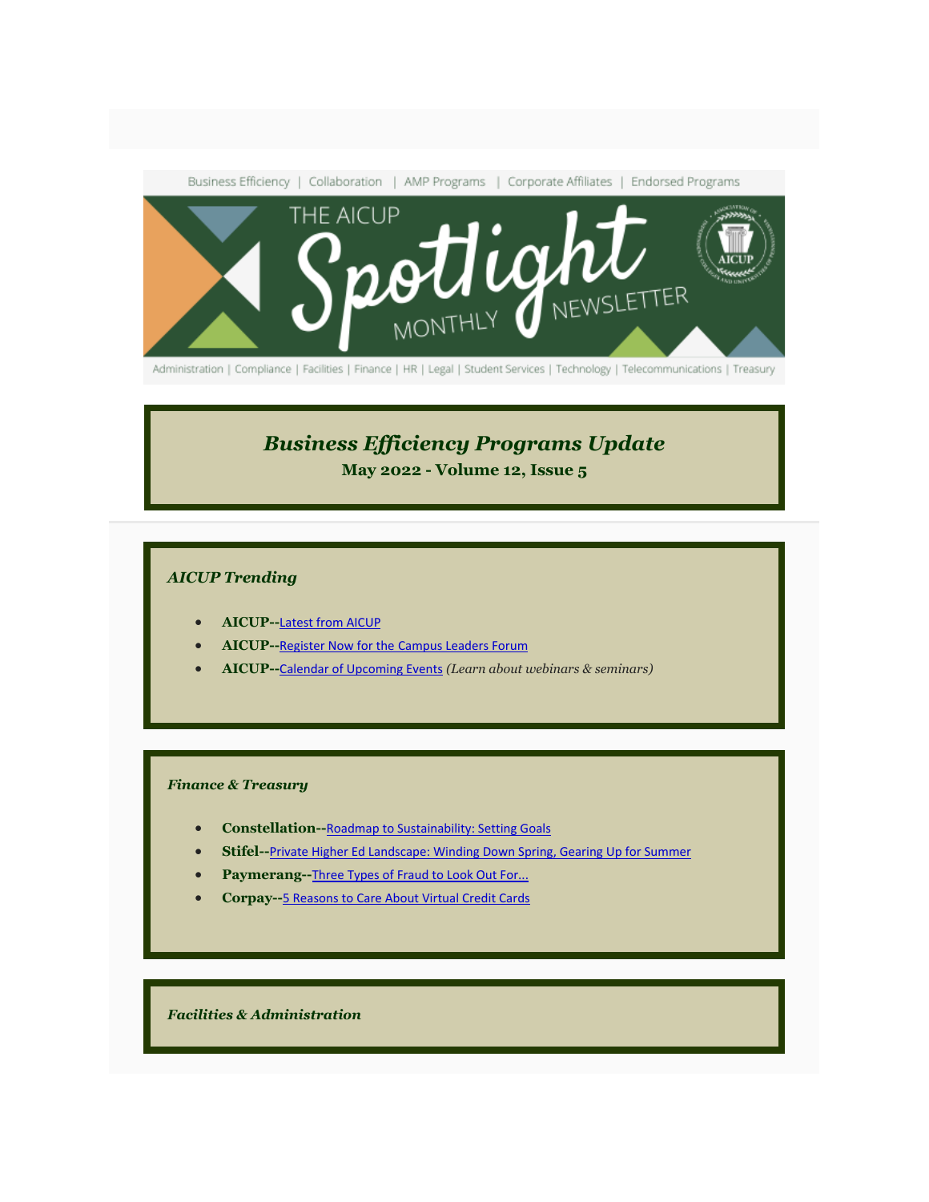Business Efficiency | Collaboration | AMP Programs | Corporate Affiliates | Endorsed Programs

THE AICUP Spotlight MONTHLY NEWSLETTER

Administration | Compliance | Facilities | Finance | HR | Legal | Student Services | Technology | Telecommunications | Treasury

# *Business Efficiency Programs Update*

**May 2022 - Volume 12, Issue 5**

## *AICUP Trending*

- **AICUP--**Latest from AICUP
- **AICUP--**Register Now for the Campus Leaders Forum
- **AICUP--**Calendar of Upcoming Events *(Learn about webinars & seminars)*

## *Finance & Treasury*

- **Constellation--**Roadmap to Sustainability: Setting Goals
- **Stifel--**Private Higher Ed Landscape: Winding Down Spring, Gearing Up for Summer
- **Paymerang--**Three Types of Fraud to Look Out For...
- **Corpay--**5 Reasons to Care About Virtual Credit Cards

## *Facilities & Administration*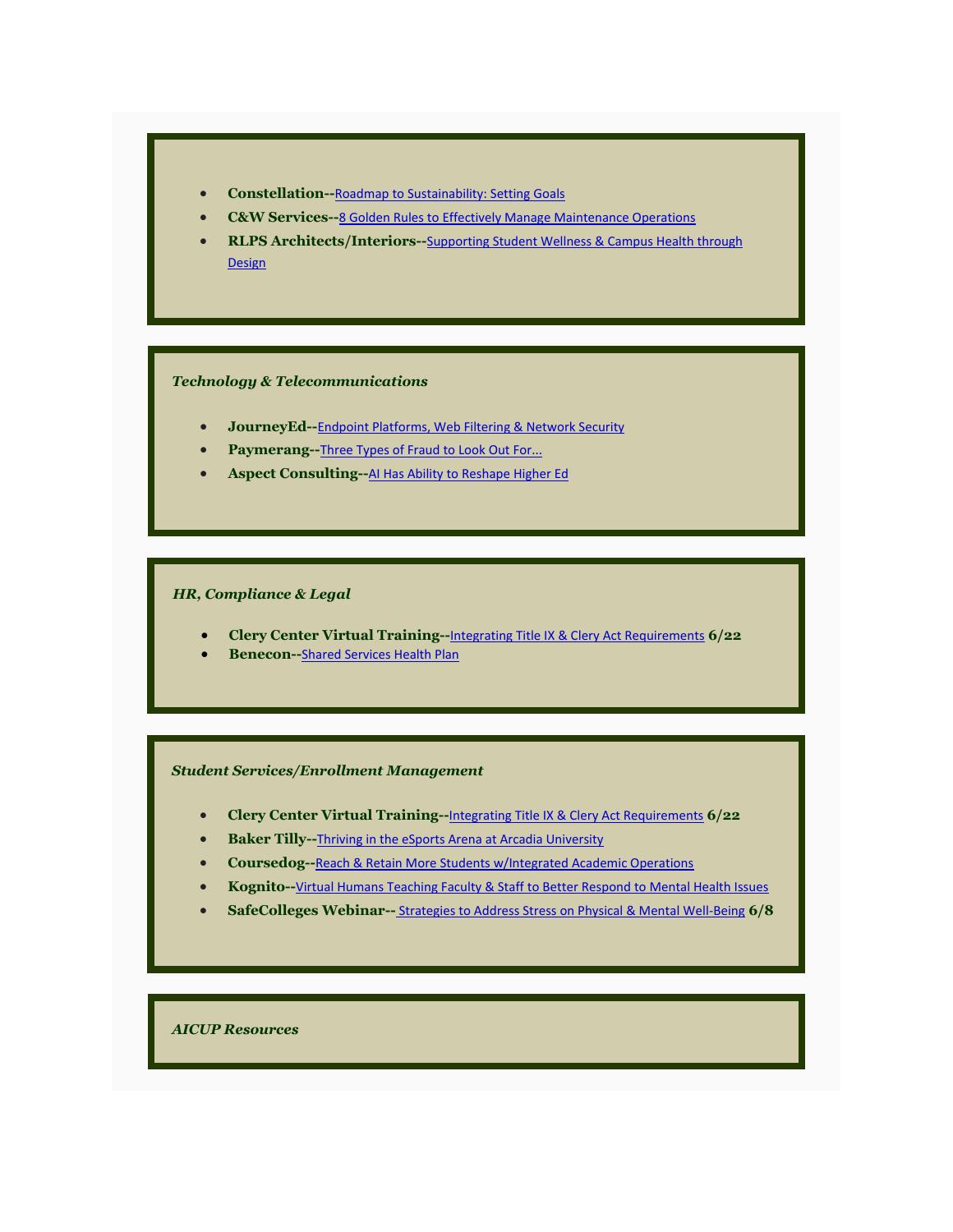- **Constellation--**Roadmap to Sustainability: Setting Goals
- **C&W Services--**8 Golden Rules to Effectively Manage Maintenance Operations
- **RLPS Architects/Interiors--**Supporting Student Wellness & Campus Health through Design

### *Technology & Telecommunications*

- **JourneyEd--**Endpoint Platforms, Web Filtering & Network Security
- **Paymerang--**Three Types of Fraud to Look Out For...
- **Aspect Consulting--**AI Has Ability to Reshape Higher Ed

### *HR, Compliance & Legal*

- **Clery Center Virtual Training--**Integrating Title IX & Clery Act Requirements **6/22**
- **Benecon--**Shared Services Health Plan

### *Student Services/Enrollment Management*

- **Clery Center Virtual Training--**Integrating Title IX & Clery Act Requirements **6/22**
- **Baker Tilly--**Thriving in the eSports Arena at Arcadia University
- **Coursedog--**Reach & Retain More Students w/Integrated Academic Operations
- **Kognito--**Virtual Humans Teaching Faculty & Staff to Better Respond to Mental Health Issues
- **SafeColleges Webinar--** Strategies to Address Stress on Physical & Mental Well-Being **6/8**

### *AICUP Resources*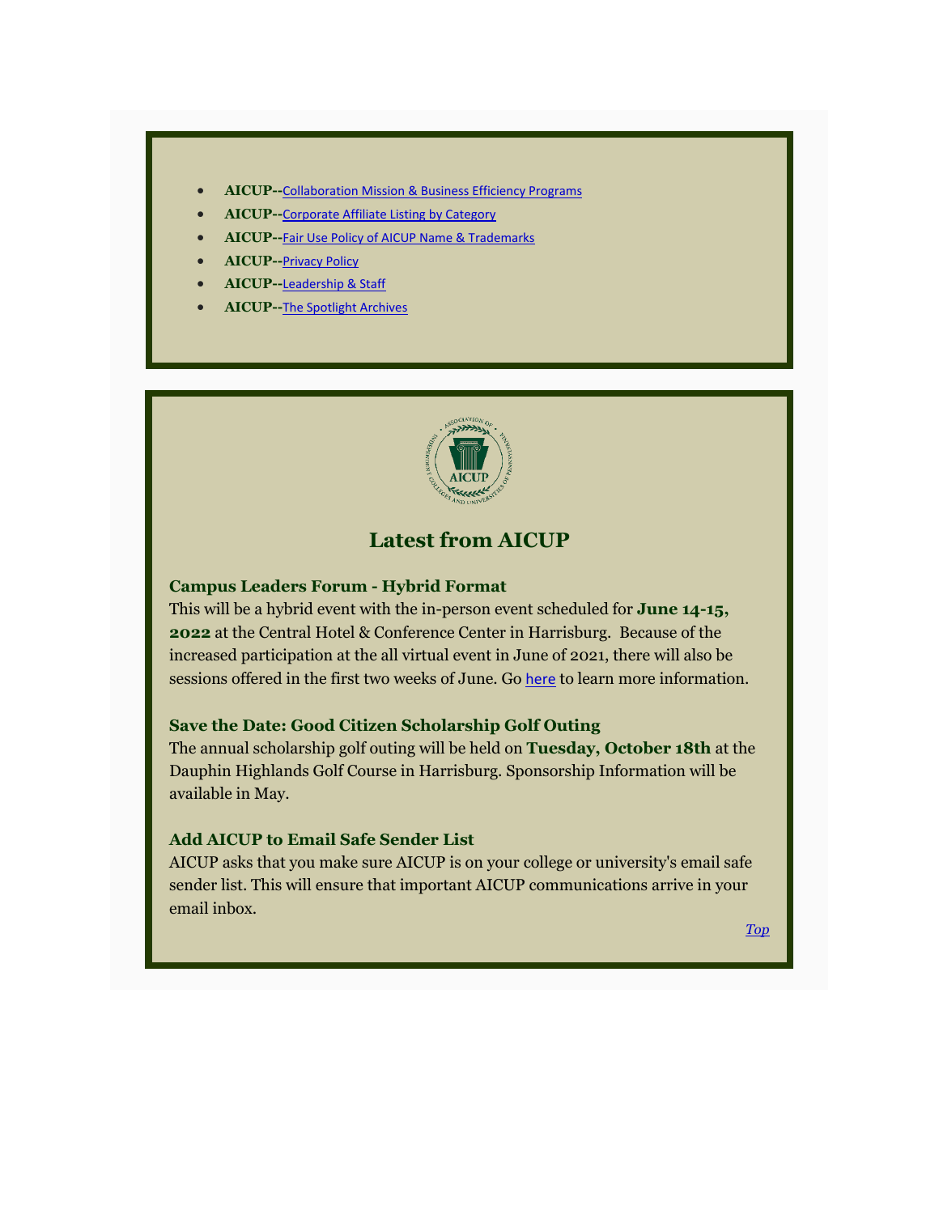- **AICUP--**Collaboration Mission & Business Efficiency Programs
- **AICUP--**Corporate Affiliate Listing by Category
- **AICUP--**Fair Use Policy of AICUP Name & Trademarks
- **AICUP--**Privacy Policy
- **AICUP--**Leadership & Staff
- **AICUP--**The Spotlight Archives

## Latest from AICUP

### Campus Leaders Forum - Hybrid Format

This will be a hybrid event with the in-person event scheduled for **June 14-15, 2022** at the Central Hotel & Conference Center in Harrisburg. Because of the increased participation at the all virtual event in June of 2021, there will also be sessions offered in the first two weeks of June. Go here to learn more information.

### Save the Date: Good Citizen Scholarship Golf Outing

The annual scholarship golf outing will be held on **Tuesday, October 18th** at the Dauphin Highlands Golf Course in Harrisburg. Sponsorship Information will be available in May.

### Add AICUP to Email Safe Sender List

AICUP asks that you make sure AICUP is on your college or university's email safe sender list. This will ensure that important AICUP communications arrive in your email inbox.

*Top*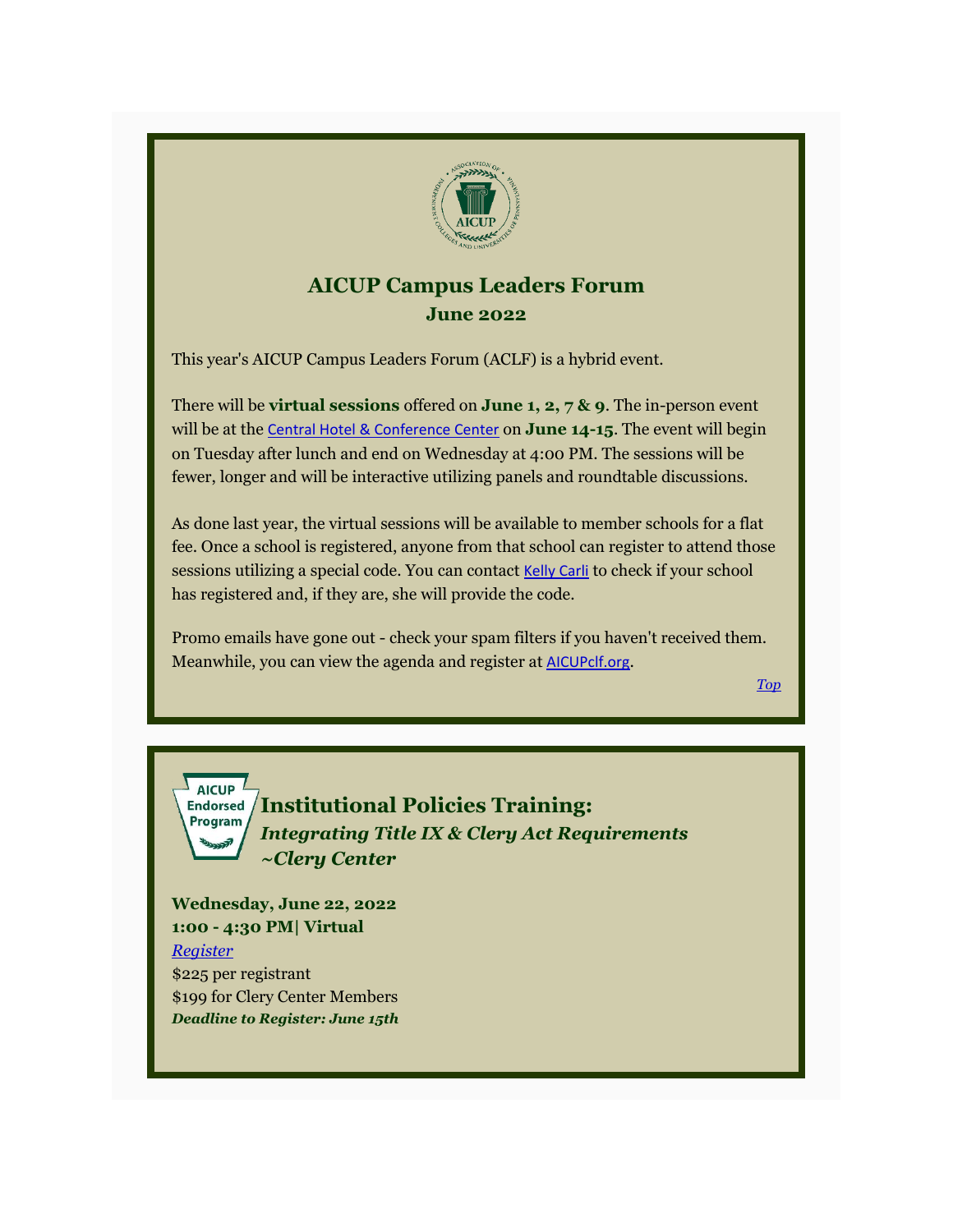## AICUP Campus Leaders Forum

### June 2022

This year's AICUP Campus Leaders Forum (ACLF) is a hybrid event.

There will be **virtual sessions** offered on **June 1, 2, 7 & 9**. The in-person event will be at the Central Hotel & Conference Center on **June 14-15**. The event will begin on Tuesday after lunch and end on Wednesday at 4:00 PM. The sessions will be fewer, longer and will be interactive utilizing panels and roundtable discussions.

As done last year, the virtual sessions will be available to member schools for a flat fee. Once a school is registered, anyone from that school can register to attend those sessions utilizing a special code. You can contact Kelly Carli to check if your school has registered and, if they are, she will provide the code.

Promo emails have gone out - check your spam filters if you haven't received them. Meanwhile, you can view the agenda and register at AICUPclf.org.

*Top*

## Institutional Policies Training:

### *Integrating Title IX & Clery Act Requirements ~Clery Center*

**Wednesday, June 22, 2022**
**1:00 - 4:30 PM| Virtual**

*Register*

$225 per registrant

$199 for Clery Center Members

***Deadline to Register: June 15th***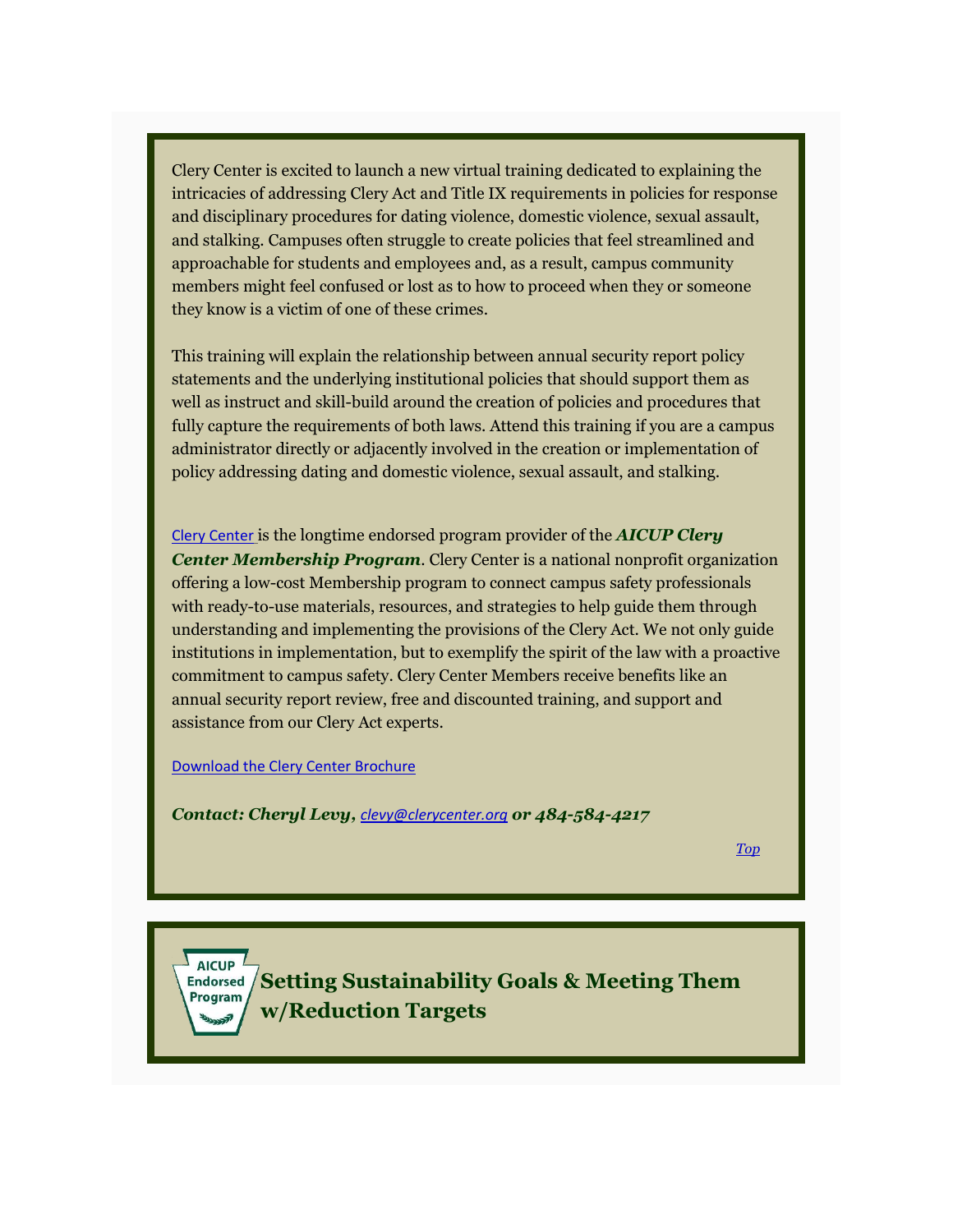Clery Center is excited to launch a new virtual training dedicated to explaining the intricacies of addressing Clery Act and Title IX requirements in policies for response and disciplinary procedures for dating violence, domestic violence, sexual assault, and stalking. Campuses often struggle to create policies that feel streamlined and approachable for students and employees and, as a result, campus community members might feel confused or lost as to how to proceed when they or someone they know is a victim of one of these crimes.

This training will explain the relationship between annual security report policy statements and the underlying institutional policies that should support them as well as instruct and skill-build around the creation of policies and procedures that fully capture the requirements of both laws. Attend this training if you are a campus administrator directly or adjacently involved in the creation or implementation of policy addressing dating and domestic violence, sexual assault, and stalking.

Clery Center is the longtime endorsed program provider of the ***AICUP Clery Center Membership Program***. Clery Center is a national nonprofit organization offering a low-cost Membership program to connect campus safety professionals with ready-to-use materials, resources, and strategies to help guide them through understanding and implementing the provisions of the Clery Act. We not only guide institutions in implementation, but to exemplify the spirit of the law with a proactive commitment to campus safety. Clery Center Members receive benefits like an annual security report review, free and discounted training, and support and assistance from our Clery Act experts.

Download the Clery Center Brochure

***Contact: Cheryl Levy,*** *clevy@clerycenter.org* ***or 484-584-4217***

*Top*

AICUP Endorsed Program

## Setting Sustainability Goals & Meeting Them w/Reduction Targets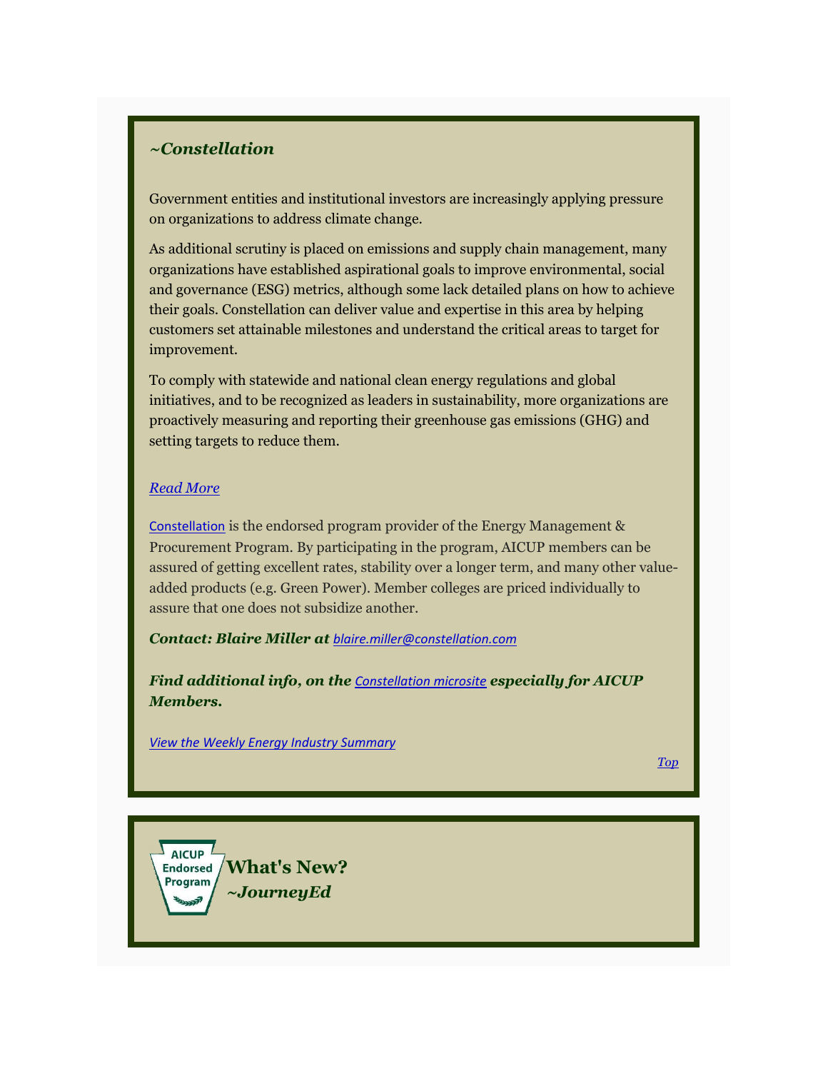### *~Constellation*

Government entities and institutional investors are increasingly applying pressure on organizations to address climate change.

As additional scrutiny is placed on emissions and supply chain management, many organizations have established aspirational goals to improve environmental, social and governance (ESG) metrics, although some lack detailed plans on how to achieve their goals. Constellation can deliver value and expertise in this area by helping customers set attainable milestones and understand the critical areas to target for improvement.

To comply with statewide and national clean energy regulations and global initiatives, and to be recognized as leaders in sustainability, more organizations are proactively measuring and reporting their greenhouse gas emissions (GHG) and setting targets to reduce them.

*Read More*

Constellation is the endorsed program provider of the Energy Management & Procurement Program. By participating in the program, AICUP members can be assured of getting excellent rates, stability over a longer term, and many other value-added products (e.g. Green Power). Member colleges are priced individually to assure that one does not subsidize another.

***Contact: Blaire Miller at** blaire.miller@constellation.com*

***Find additional info, on the** Constellation microsite **especially for AICUP Members.***

*View the Weekly Energy Industry Summary*

*Top*

AICUP Endorsed Program

## What's New?
### *~JourneyEd*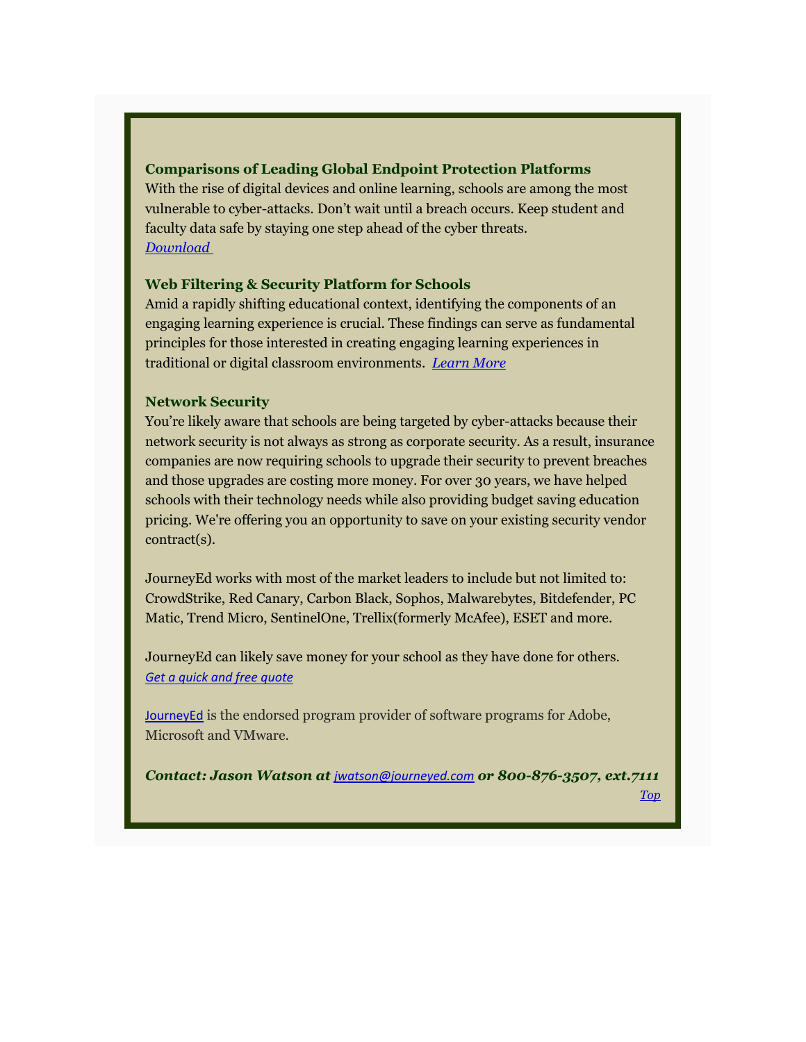### Comparisons of Leading Global Endpoint Protection Platforms

With the rise of digital devices and online learning, schools are among the most vulnerable to cyber-attacks. Don't wait until a breach occurs. Keep student and faculty data safe by staying one step ahead of the cyber threats.
*Download*

### Web Filtering & Security Platform for Schools

Amid a rapidly shifting educational context, identifying the components of an engaging learning experience is crucial. These findings can serve as fundamental principles for those interested in creating engaging learning experiences in traditional or digital classroom environments. *Learn More*

### Network Security

You're likely aware that schools are being targeted by cyber-attacks because their network security is not always as strong as corporate security. As a result, insurance companies are now requiring schools to upgrade their security to prevent breaches and those upgrades are costing more money. For over 30 years, we have helped schools with their technology needs while also providing budget saving education pricing. We're offering you an opportunity to save on your existing security vendor contract(s).

JourneyEd works with most of the market leaders to include but not limited to: CrowdStrike, Red Canary, Carbon Black, Sophos, Malwarebytes, Bitdefender, PC Matic, Trend Micro, SentinelOne, Trellix(formerly McAfee), ESET and more.

JourneyEd can likely save money for your school as they have done for others.
*Get a quick and free quote*

JourneyEd is the endorsed program provider of software programs for Adobe, Microsoft and VMware.

***Contact: Jason Watson at jwatson@journeyed.com or 800-876-3507, ext.7111***

*Top*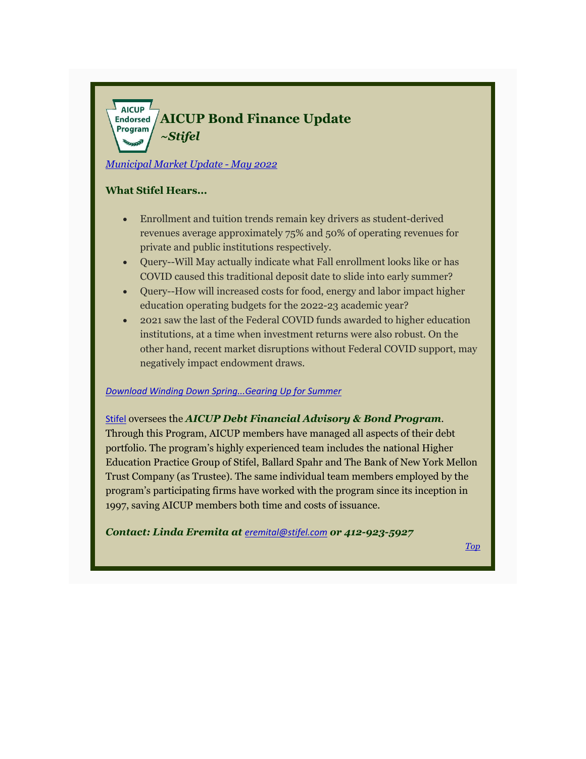AICUP Endorsed Program

## AICUP Bond Finance Update
### *~Stifel*

*Municipal Market Update - May 2022*

**What Stifel Hears...**

- Enrollment and tuition trends remain key drivers as student-derived revenues average approximately 75% and 50% of operating revenues for private and public institutions respectively.
- Query--Will May actually indicate what Fall enrollment looks like or has COVID caused this traditional deposit date to slide into early summer?
- Query--How will increased costs for food, energy and labor impact higher education operating budgets for the 2022-23 academic year?
- 2021 saw the last of the Federal COVID funds awarded to higher education institutions, at a time when investment returns were also robust. On the other hand, recent market disruptions without Federal COVID support, may negatively impact endowment draws.

*Download Winding Down Spring...Gearing Up for Summer*

Stifel oversees the ***AICUP Debt Financial Advisory & Bond Program***. Through this Program, AICUP members have managed all aspects of their debt portfolio. The program's highly experienced team includes the national Higher Education Practice Group of Stifel, Ballard Spahr and The Bank of New York Mellon Trust Company (as Trustee). The same individual team members employed by the program's participating firms have worked with the program since its inception in 1997, saving AICUP members both time and costs of issuance.

***Contact: Linda Eremita at eremital@stifel.com or 412-923-5927***

*Top*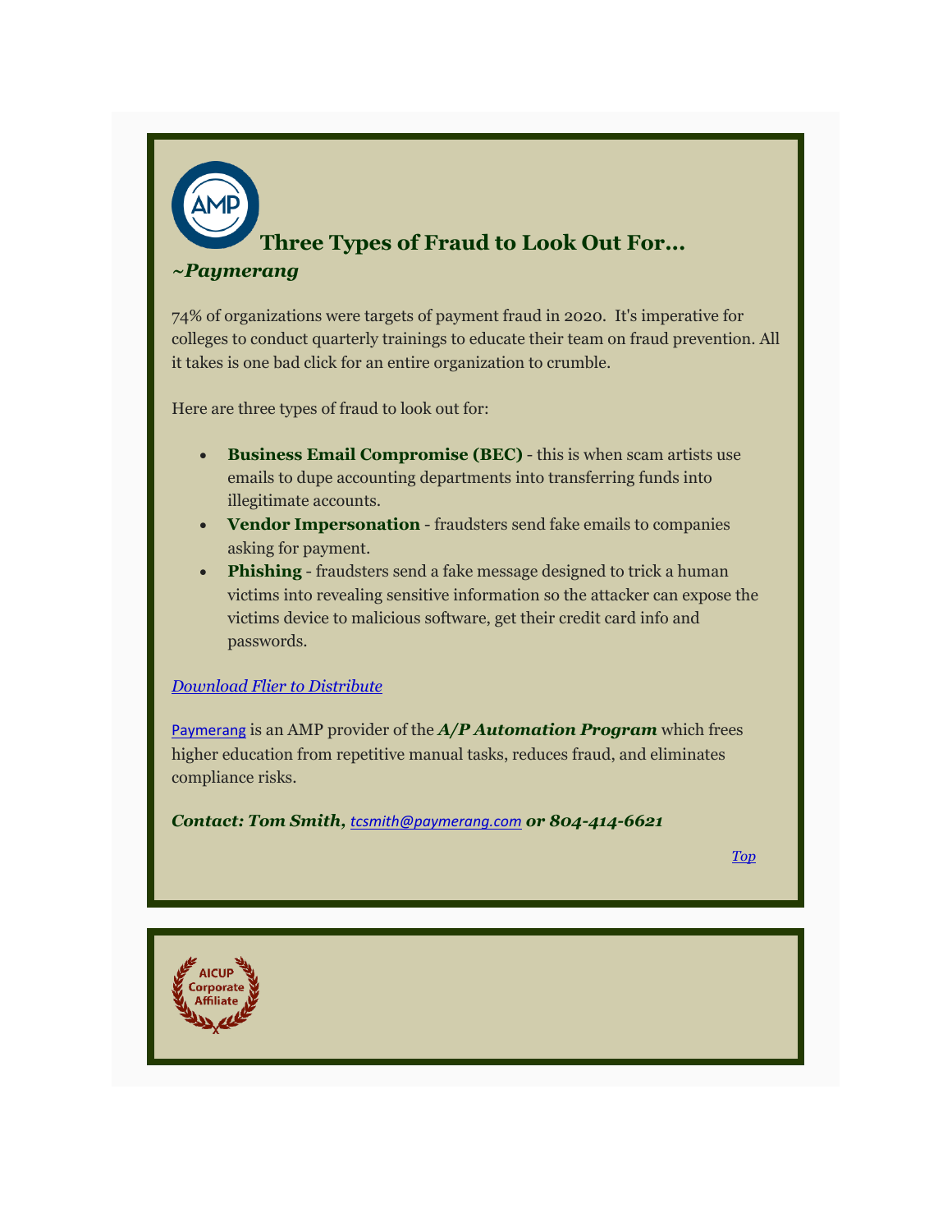## Three Types of Fraud to Look Out For...

***~Paymerang***

74% of organizations were targets of payment fraud in 2020. It's imperative for colleges to conduct quarterly trainings to educate their team on fraud prevention. All it takes is one bad click for an entire organization to crumble.

Here are three types of fraud to look out for:

- **Business Email Compromise (BEC)** - this is when scam artists use emails to dupe accounting departments into transferring funds into illegitimate accounts.
- **Vendor Impersonation** - fraudsters send fake emails to companies asking for payment.
- **Phishing** - fraudsters send a fake message designed to trick a human victims into revealing sensitive information so the attacker can expose the victims device to malicious software, get their credit card info and passwords.

*Download Flier to Distribute*

Paymerang is an AMP provider of the ***A/P Automation Program*** which frees higher education from repetitive manual tasks, reduces fraud, and eliminates compliance risks.

***Contact: Tom Smith, tcsmith@paymerang.com or 804-414-6621***

*Top*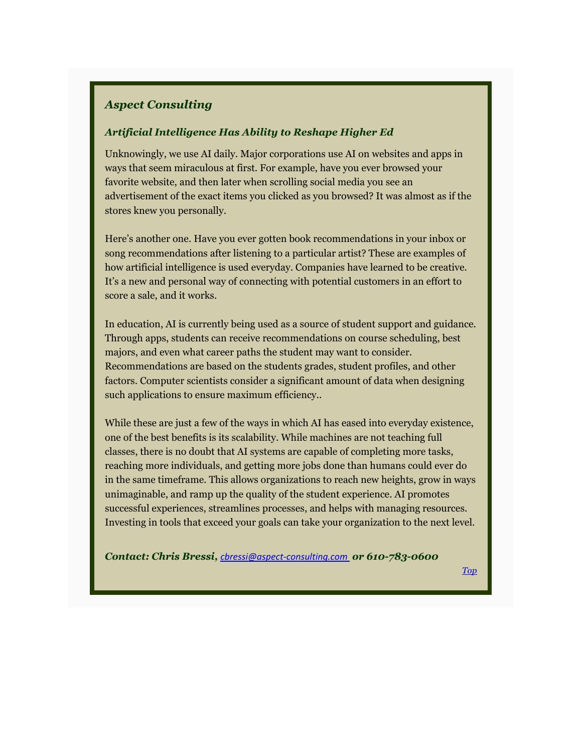## *Aspect Consulting*

### *Artificial Intelligence Has Ability to Reshape Higher Ed*

Unknowingly, we use AI daily. Major corporations use AI on websites and apps in ways that seem miraculous at first. For example, have you ever browsed your favorite website, and then later when scrolling social media you see an advertisement of the exact items you clicked as you browsed? It was almost as if the stores knew you personally.

Here's another one. Have you ever gotten book recommendations in your inbox or song recommendations after listening to a particular artist? These are examples of how artificial intelligence is used everyday. Companies have learned to be creative. It's a new and personal way of connecting with potential customers in an effort to score a sale, and it works.

In education, AI is currently being used as a source of student support and guidance. Through apps, students can receive recommendations on course scheduling, best majors, and even what career paths the student may want to consider. Recommendations are based on the students grades, student profiles, and other factors. Computer scientists consider a significant amount of data when designing such applications to ensure maximum efficiency..

While these are just a few of the ways in which AI has eased into everyday existence, one of the best benefits is its scalability. While machines are not teaching full classes, there is no doubt that AI systems are capable of completing more tasks, reaching more individuals, and getting more jobs done than humans could ever do in the same timeframe. This allows organizations to reach new heights, grow in ways unimaginable, and ramp up the quality of the student experience. AI promotes successful experiences, streamlines processes, and helps with managing resources. Investing in tools that exceed your goals can take your organization to the next level.

***Contact: Chris Bressi,*** cbressi@aspect-consulting.com ***or 610-783-0600***

*Top*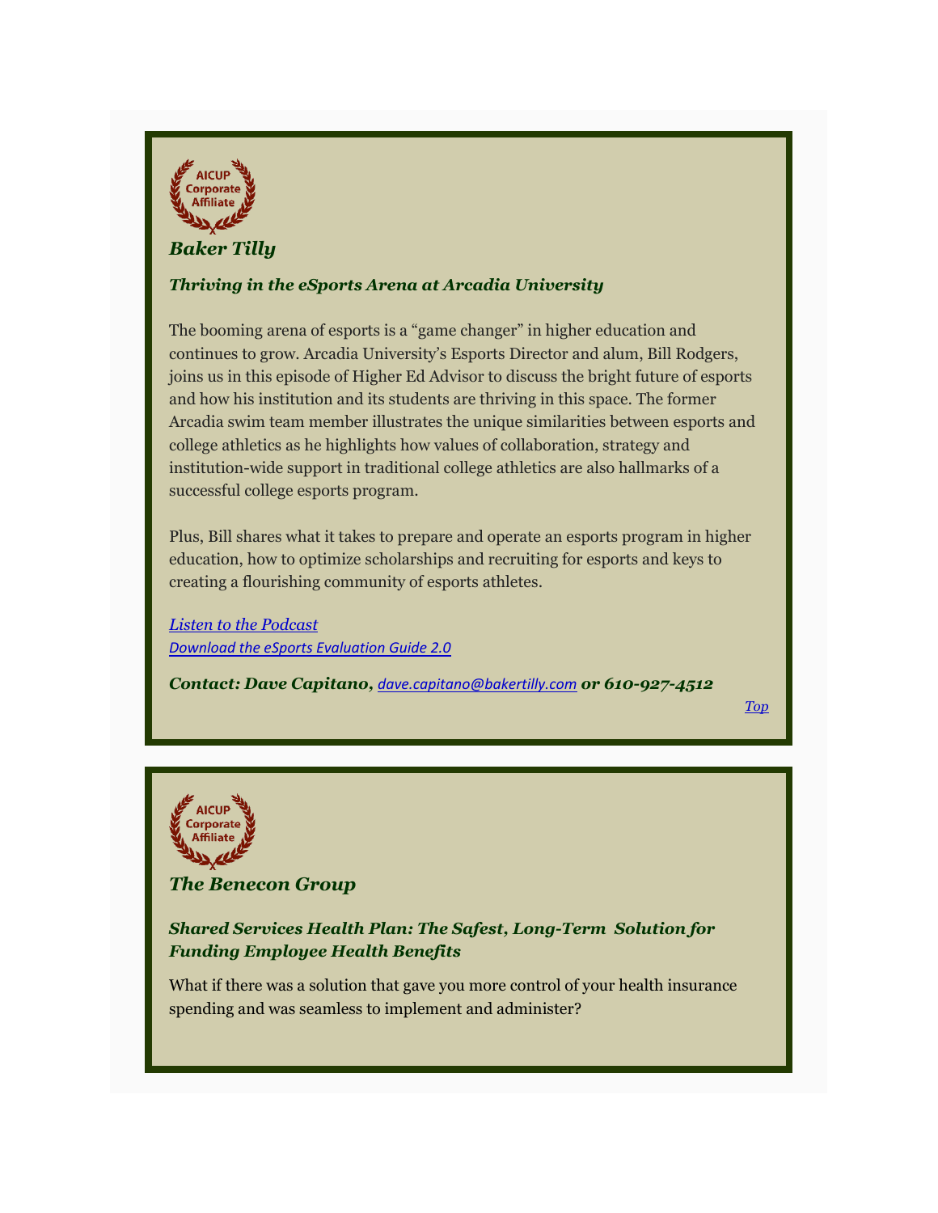AICUP Corporate Affiliate

### *Baker Tilly*

#### *Thriving in the eSports Arena at Arcadia University*

The booming arena of esports is a “game changer” in higher education and continues to grow. Arcadia University’s Esports Director and alum, Bill Rodgers, joins us in this episode of Higher Ed Advisor to discuss the bright future of esports and how his institution and its students are thriving in this space. The former Arcadia swim team member illustrates the unique similarities between esports and college athletics as he highlights how values of collaboration, strategy and institution-wide support in traditional college athletics are also hallmarks of a successful college esports program.

Plus, Bill shares what it takes to prepare and operate an esports program in higher education, how to optimize scholarships and recruiting for esports and keys to creating a flourishing community of esports athletes.

*Listen to the Podcast*
*Download the eSports Evaluation Guide 2.0*

***Contact: Dave Capitano,*** *dave.capitano@bakertilly.com* ***or 610-927-4512***

*Top*

AICUP Corporate Affiliate

### *The Benecon Group*

#### *Shared Services Health Plan: The Safest, Long-Term Solution for Funding Employee Health Benefits*

What if there was a solution that gave you more control of your health insurance spending and was seamless to implement and administer?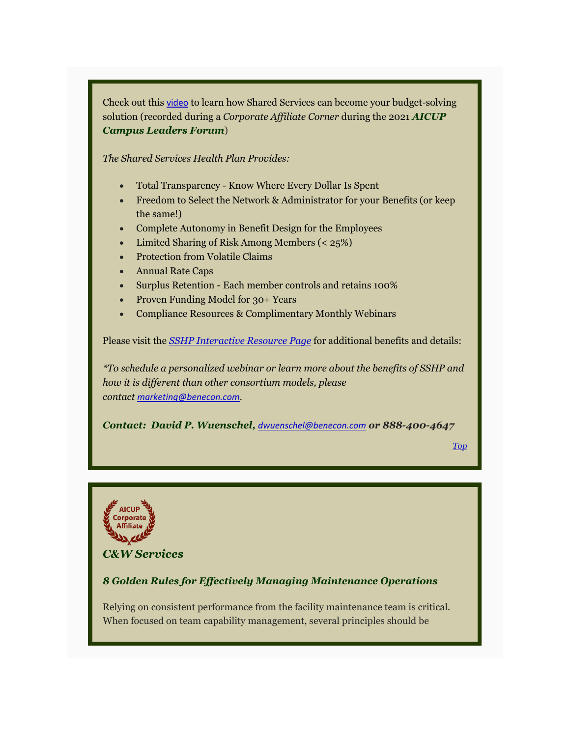Check out this video to learn how Shared Services can become your budget-solving solution (recorded during a *Corporate Affiliate Corner* during the 2021 ***AICUP Campus Leaders Forum***)

*The Shared Services Health Plan Provides:*

- Total Transparency - Know Where Every Dollar Is Spent
- Freedom to Select the Network & Administrator for your Benefits (or keep the same!)
- Complete Autonomy in Benefit Design for the Employees
- Limited Sharing of Risk Among Members (< 25%)
- Protection from Volatile Claims
- Annual Rate Caps
- Surplus Retention - Each member controls and retains 100%
- Proven Funding Model for 30+ Years
- Compliance Resources & Complimentary Monthly Webinars

Please visit the *SSHP Interactive Resource Page* for additional benefits and details:

*\*To schedule a personalized webinar or learn more about the benefits of SSHP and how it is different than other consortium models, please contact marketing@benecon.com.*

***Contact: David P. Wuenschel, dwuenschel@benecon.com or 888-400-4647***

*Top*

AICUP Corporate Affiliate

## *C&W Services*

### *8 Golden Rules for Effectively Managing Maintenance Operations*

Relying on consistent performance from the facility maintenance team is critical. When focused on team capability management, several principles should be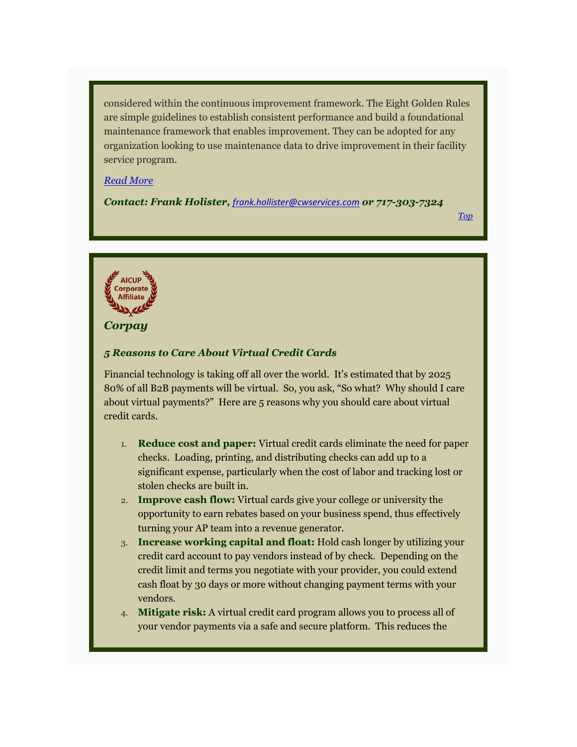considered within the continuous improvement framework. The Eight Golden Rules are simple guidelines to establish consistent performance and build a foundational maintenance framework that enables improvement. They can be adopted for any organization looking to use maintenance data to drive improvement in their facility service program.

[Read More]

***Contact: Frank Holister, [frank.hollister@cwservices.com] or 717-303-7324***

[Top]

AICUP Corporate Affiliate

## *Corpay*

### *5 Reasons to Care About Virtual Credit Cards*

Financial technology is taking off all over the world. It's estimated that by 2025 80% of all B2B payments will be virtual. So, you ask, "So what? Why should I care about virtual payments?" Here are 5 reasons why you should care about virtual credit cards.

1. **Reduce cost and paper:** Virtual credit cards eliminate the need for paper checks. Loading, printing, and distributing checks can add up to a significant expense, particularly when the cost of labor and tracking lost or stolen checks are built in.
2. **Improve cash flow:** Virtual cards give your college or university the opportunity to earn rebates based on your business spend, thus effectively turning your AP team into a revenue generator.
3. **Increase working capital and float:** Hold cash longer by utilizing your credit card account to pay vendors instead of by check. Depending on the credit limit and terms you negotiate with your provider, you could extend cash float by 30 days or more without changing payment terms with your vendors.
4. **Mitigate risk:** A virtual credit card program allows you to process all of your vendor payments via a safe and secure platform. This reduces the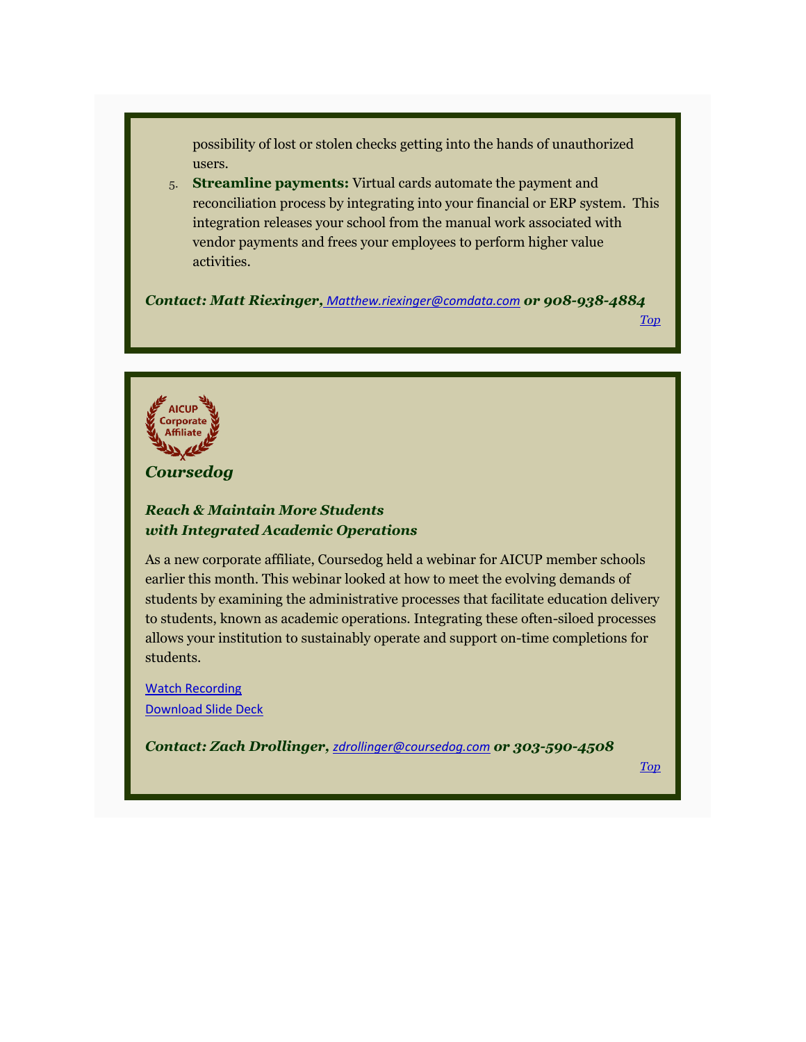possibility of lost or stolen checks getting into the hands of unauthorized users.

5. **Streamline payments:** Virtual cards automate the payment and reconciliation process by integrating into your financial or ERP system. This integration releases your school from the manual work associated with vendor payments and frees your employees to perform higher value activities.

***Contact: Matt Riexinger,*** *Matthew.riexinger@comdata.com* ***or 908-938-4884***

*Top*

AICUP Corporate Affiliate

## *Coursedog*

### *Reach & Maintain More Students with Integrated Academic Operations*

As a new corporate affiliate, Coursedog held a webinar for AICUP member schools earlier this month. This webinar looked at how to meet the evolving demands of students by examining the administrative processes that facilitate education delivery to students, known as academic operations. Integrating these often-siloed processes allows your institution to sustainably operate and support on-time completions for students.

Watch Recording

Download Slide Deck

***Contact: Zach Drollinger,*** *zdrollinger@coursedog.com* ***or 303-590-4508***

*Top*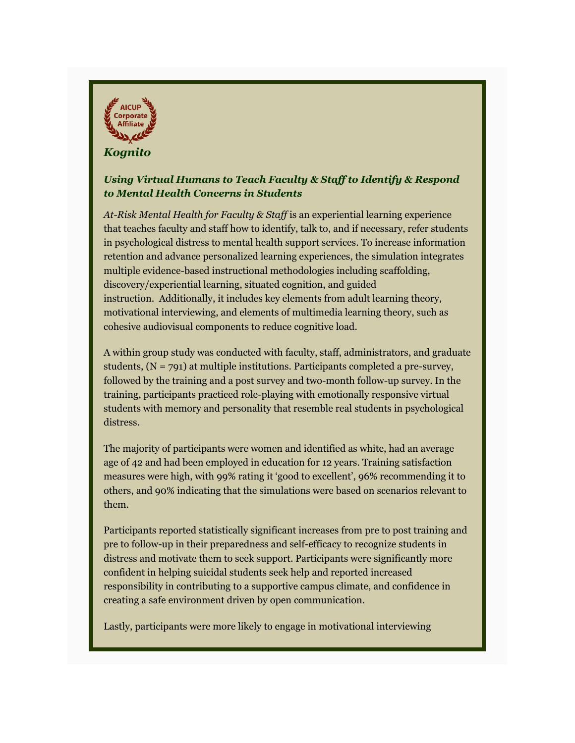AICUP Corporate Affiliate

***Kognito***

### ***Using Virtual Humans to Teach Faculty & Staff to Identify & Respond to Mental Health Concerns in Students***

*At-Risk Mental Health for Faculty & Staff* is an experiential learning experience that teaches faculty and staff how to identify, talk to, and if necessary, refer students in psychological distress to mental health support services. To increase information retention and advance personalized learning experiences, the simulation integrates multiple evidence-based instructional methodologies including scaffolding, discovery/experiential learning, situated cognition, and guided instruction. Additionally, it includes key elements from adult learning theory, motivational interviewing, and elements of multimedia learning theory, such as cohesive audiovisual components to reduce cognitive load.

A within group study was conducted with faculty, staff, administrators, and graduate students, (N = 791) at multiple institutions. Participants completed a pre-survey, followed by the training and a post survey and two-month follow-up survey. In the training, participants practiced role-playing with emotionally responsive virtual students with memory and personality that resemble real students in psychological distress.

The majority of participants were women and identified as white, had an average age of 42 and had been employed in education for 12 years. Training satisfaction measures were high, with 99% rating it 'good to excellent', 96% recommending it to others, and 90% indicating that the simulations were based on scenarios relevant to them.

Participants reported statistically significant increases from pre to post training and pre to follow-up in their preparedness and self-efficacy to recognize students in distress and motivate them to seek support. Participants were significantly more confident in helping suicidal students seek help and reported increased responsibility in contributing to a supportive campus climate, and confidence in creating a safe environment driven by open communication.

Lastly, participants were more likely to engage in motivational interviewing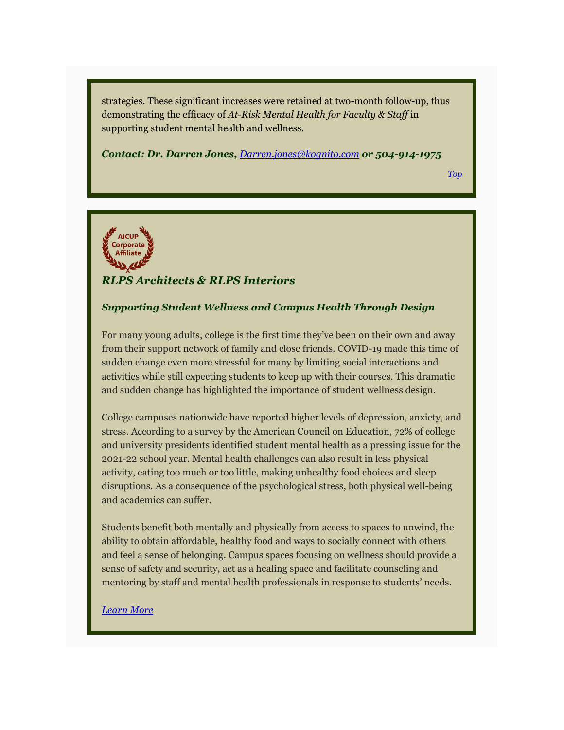strategies. These significant increases were retained at two-month follow-up, thus demonstrating the efficacy of *At-Risk Mental Health for Faculty & Staff* in supporting student mental health and wellness.

***Contact: Dr. Darren Jones, [Darren.jones@kognito.com](mailto:Darren.jones@kognito.com) or 504-914-1975***

[*Top*](#)

AICUP Corporate Affiliate

### *RLPS Architects & RLPS Interiors*

***Supporting Student Wellness and Campus Health Through Design***

For many young adults, college is the first time they've been on their own and away from their support network of family and close friends. COVID-19 made this time of sudden change even more stressful for many by limiting social interactions and activities while still expecting students to keep up with their courses. This dramatic and sudden change has highlighted the importance of student wellness design.

College campuses nationwide have reported higher levels of depression, anxiety, and stress. According to a survey by the American Council on Education, 72% of college and university presidents identified student mental health as a pressing issue for the 2021-22 school year. Mental health challenges can also result in less physical activity, eating too much or too little, making unhealthy food choices and sleep disruptions. As a consequence of the psychological stress, both physical well-being and academics can suffer.

Students benefit both mentally and physically from access to spaces to unwind, the ability to obtain affordable, healthy food and ways to socially connect with others and feel a sense of belonging. Campus spaces focusing on wellness should provide a sense of safety and security, act as a healing space and facilitate counseling and mentoring by staff and mental health professionals in response to students' needs.

[*Learn More*](#)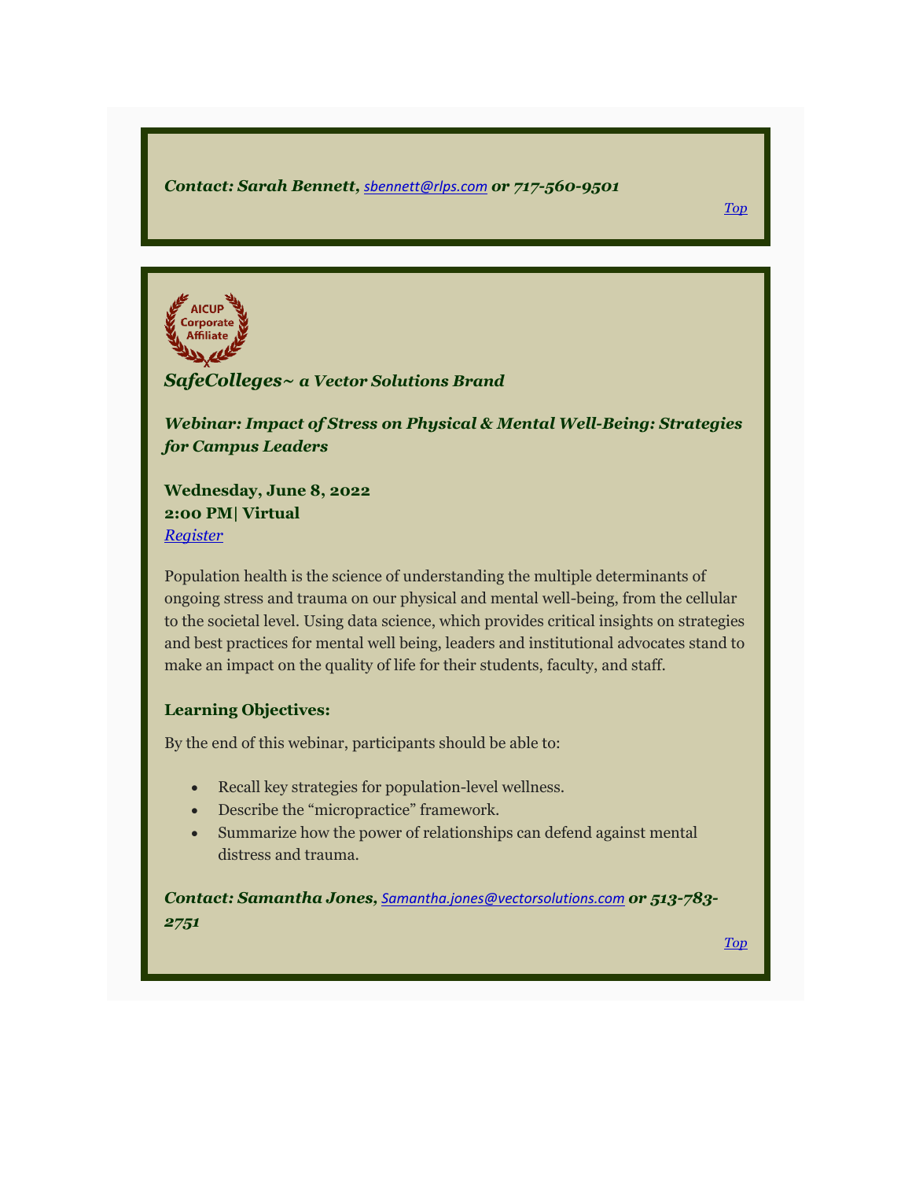***Contact: Sarah Bennett, sbennett@rlps.com or 717-560-9501***

*Top*

AICUP Corporate Affiliate

***SafeColleges~ a Vector Solutions Brand***

***Webinar: Impact of Stress on Physical & Mental Well-Being: Strategies for Campus Leaders***

**Wednesday, June 8, 2022**
**2:00 PM| Virtual**
*Register*

Population health is the science of understanding the multiple determinants of ongoing stress and trauma on our physical and mental well-being, from the cellular to the societal level. Using data science, which provides critical insights on strategies and best practices for mental well being, leaders and institutional advocates stand to make an impact on the quality of life for their students, faculty, and staff.

**Learning Objectives:**

By the end of this webinar, participants should be able to:

- Recall key strategies for population-level wellness.
- Describe the "micropractice" framework.
- Summarize how the power of relationships can defend against mental distress and trauma.

***Contact: Samantha Jones, Samantha.jones@vectorsolutions.com or 513-783-2751***

*Top*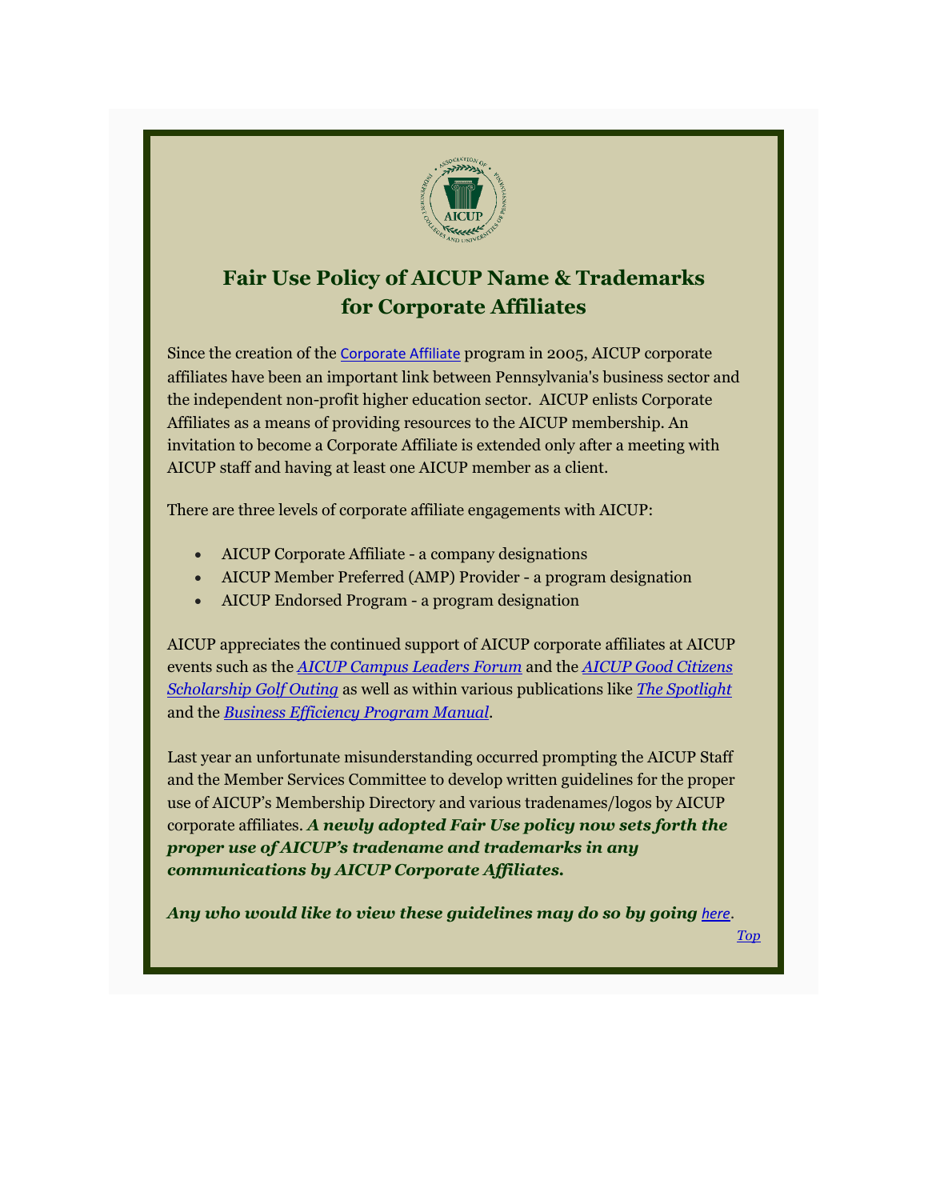## Fair Use Policy of AICUP Name & Trademarks for Corporate Affiliates

Since the creation of the Corporate Affiliate program in 2005, AICUP corporate affiliates have been an important link between Pennsylvania's business sector and the independent non-profit higher education sector. AICUP enlists Corporate Affiliates as a means of providing resources to the AICUP membership. An invitation to become a Corporate Affiliate is extended only after a meeting with AICUP staff and having at least one AICUP member as a client.

There are three levels of corporate affiliate engagements with AICUP:

- AICUP Corporate Affiliate - a company designations
- AICUP Member Preferred (AMP) Provider - a program designation
- AICUP Endorsed Program - a program designation

AICUP appreciates the continued support of AICUP corporate affiliates at AICUP events such as the *AICUP Campus Leaders Forum* and the *AICUP Good Citizens Scholarship Golf Outing* as well as within various publications like *The Spotlight* and the *Business Efficiency Program Manual*.

Last year an unfortunate misunderstanding occurred prompting the AICUP Staff and the Member Services Committee to develop written guidelines for the proper use of AICUP's Membership Directory and various tradenames/logos by AICUP corporate affiliates. ***A newly adopted Fair Use policy now sets forth the proper use of AICUP's tradename and trademarks in any communications by AICUP Corporate Affiliates.***

***Any who would like to view these guidelines may do so by going** here*.

*Top*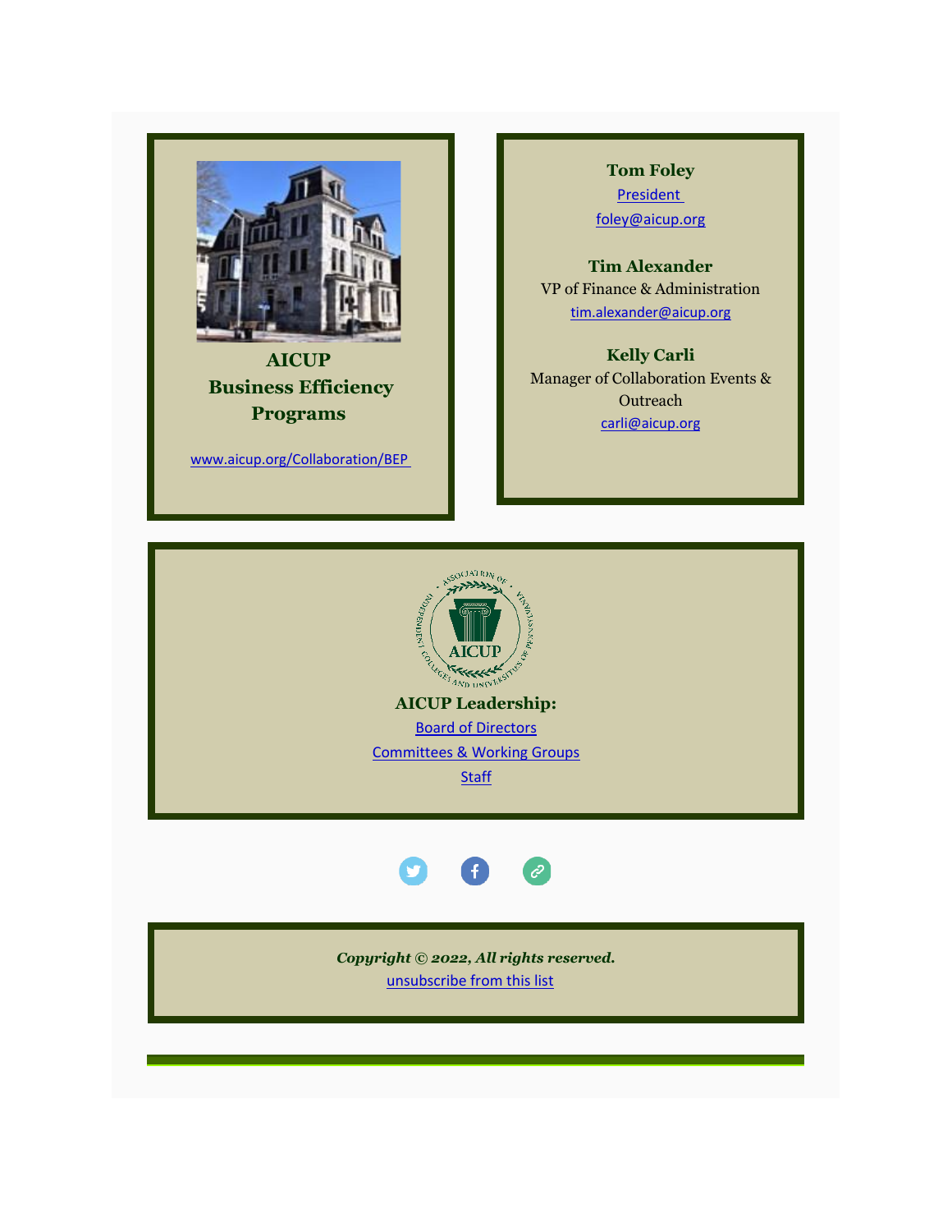**AICUP**
**Business Efficiency Programs**

www.aicup.org/Collaboration/BEP

**Tom Foley**
President
foley@aicup.org

**Tim Alexander**
VP of Finance & Administration
tim.alexander@aicup.org

**Kelly Carli**
Manager of Collaboration Events & Outreach
carli@aicup.org

**AICUP Leadership:**
Board of Directors
Committees & Working Groups
Staff

***Copyright © 2022, All rights reserved.***
unsubscribe from this list